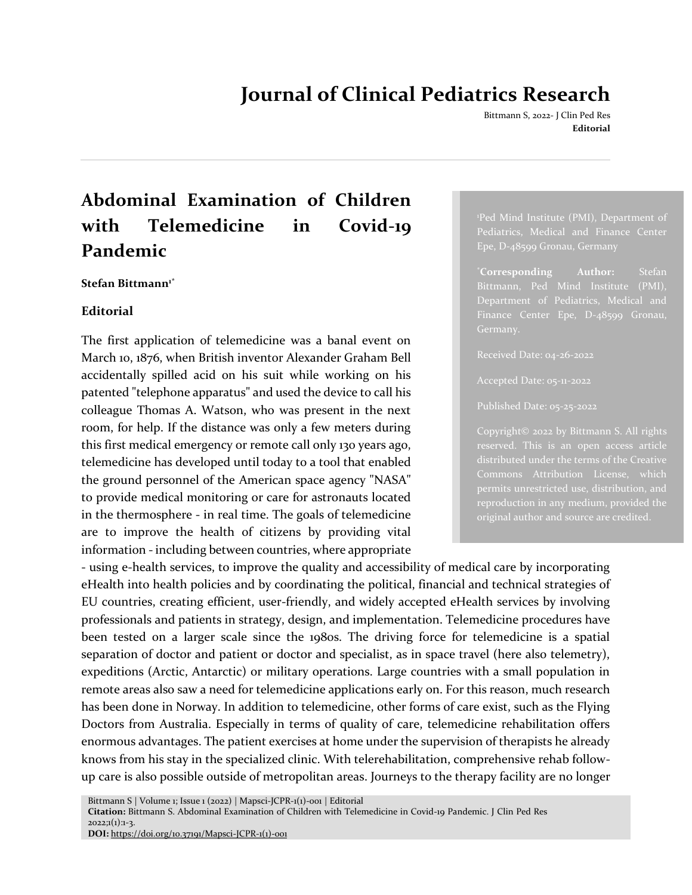# Abdominal Examination of Children with Telemedicine in Covid-19 Pandemic

**Stefan Bittmann[1]***

[1]Ped Mind Institute (PMI), Department of Pediatrics, Medical and Finance Center Epe, D-48599 Gronau, Germany

***Corresponding Author:** Stefan Bittmann, Ped Mind Institute (PMI), Department of Pediatrics, Medical and Finance Center Epe, D-48599 Gronau, Germany.

Received Date: 04-26-2022

Accepted Date: 05-11-2022

Published Date: 05-25-2022

Copyright© 2022 by Bittmann S. All rights reserved. This is an open access article distributed under the terms of the Creative Commons Attribution License, which permits unrestricted use, distribution, and reproduction in any medium, provided the original author and source are credited.

## Editorial

The first application of telemedicine was a banal event on March 10, 1876, when British inventor Alexander Graham Bell accidentally spilled acid on his suit while working on his patented "telephone apparatus" and used the device to call his colleague Thomas A. Watson, who was present in the next room, for help. If the distance was only a few meters during this first medical emergency or remote call only 130 years ago, telemedicine has developed until today to a tool that enabled the ground personnel of the American space agency "NASA" to provide medical monitoring or care for astronauts located in the thermosphere - in real time. The goals of telemedicine are to improve the health of citizens by providing vital information - including between countries, where appropriate - using e-health services, to improve the quality and accessibility of medical care by incorporating eHealth into health policies and by coordinating the political, financial and technical strategies of EU countries, creating efficient, user-friendly, and widely accepted eHealth services by involving professionals and patients in strategy, design, and implementation. Telemedicine procedures have been tested on a larger scale since the 1980s. The driving force for telemedicine is a spatial separation of doctor and patient or doctor and specialist, as in space travel (here also telemetry), expeditions (Arctic, Antarctic) or military operations. Large countries with a small population in remote areas also saw a need for telemedicine applications early on. For this reason, much research has been done in Norway. In addition to telemedicine, other forms of care exist, such as the Flying Doctors from Australia. Especially in terms of quality of care, telemedicine rehabilitation offers enormous advantages. The patient exercises at home under the supervision of therapists he already knows from his stay in the specialized clinic. With telerehabilitation, comprehensive rehab follow-up care is also possible outside of metropolitan areas. Journeys to the therapy facility are no longer

**Citation:** Bittmann S. Abdominal Examination of Children with Telemedicine in Covid-19 Pandemic. J Clin Ped Res 2022;1(1):1-3.

**DOI:** https://doi.org/10.37191/Mapsci-JCPR-1(1)-001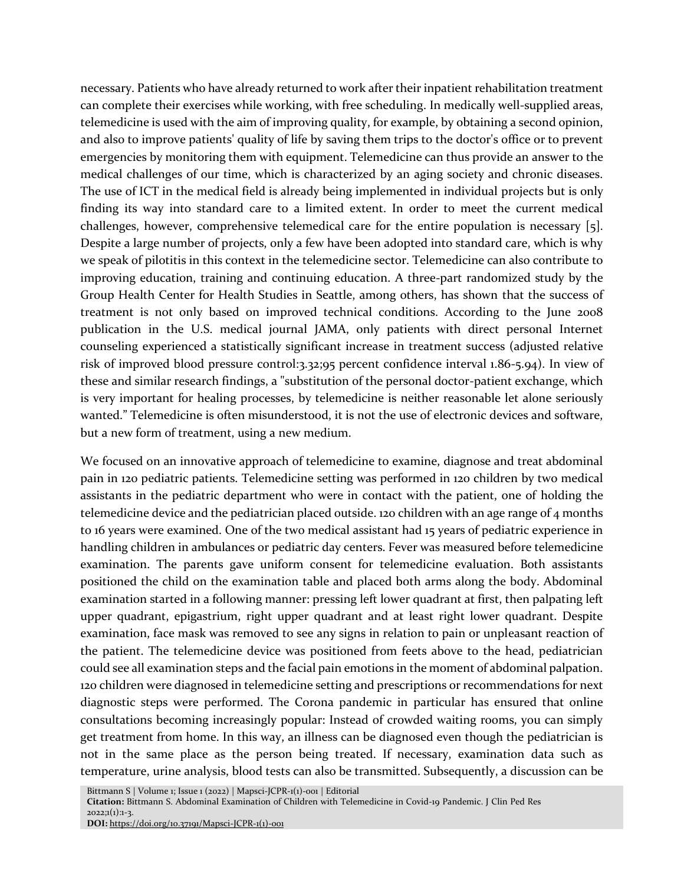necessary. Patients who have already returned to work after their inpatient rehabilitation treatment can complete their exercises while working, with free scheduling. In medically well-supplied areas, telemedicine is used with the aim of improving quality, for example, by obtaining a second opinion, and also to improve patients' quality of life by saving them trips to the doctor's office or to prevent emergencies by monitoring them with equipment. Telemedicine can thus provide an answer to the medical challenges of our time, which is characterized by an aging society and chronic diseases. The use of ICT in the medical field is already being implemented in individual projects but is only finding its way into standard care to a limited extent. In order to meet the current medical challenges, however, comprehensive telemedical care for the entire population is necessary [5]. Despite a large number of projects, only a few have been adopted into standard care, which is why we speak of pilotitis in this context in the telemedicine sector. Telemedicine can also contribute to improving education, training and continuing education. A three-part randomized study by the Group Health Center for Health Studies in Seattle, among others, has shown that the success of treatment is not only based on improved technical conditions. According to the June 2008 publication in the U.S. medical journal JAMA, only patients with direct personal Internet counseling experienced a statistically significant increase in treatment success (adjusted relative risk of improved blood pressure control:3.32;95 percent confidence interval 1.86-5.94). In view of these and similar research findings, a "substitution of the personal doctor-patient exchange, which is very important for healing processes, by telemedicine is neither reasonable let alone seriously wanted." Telemedicine is often misunderstood, it is not the use of electronic devices and software, but a new form of treatment, using a new medium.

We focused on an innovative approach of telemedicine to examine, diagnose and treat abdominal pain in 120 pediatric patients. Telemedicine setting was performed in 120 children by two medical assistants in the pediatric department who were in contact with the patient, one of holding the telemedicine device and the pediatrician placed outside. 120 children with an age range of 4 months to 16 years were examined. One of the two medical assistant had 15 years of pediatric experience in handling children in ambulances or pediatric day centers. Fever was measured before telemedicine examination. The parents gave uniform consent for telemedicine evaluation. Both assistants positioned the child on the examination table and placed both arms along the body. Abdominal examination started in a following manner: pressing left lower quadrant at first, then palpating left upper quadrant, epigastrium, right upper quadrant and at least right lower quadrant. Despite examination, face mask was removed to see any signs in relation to pain or unpleasant reaction of the patient. The telemedicine device was positioned from feets above to the head, pediatrician could see all examination steps and the facial pain emotions in the moment of abdominal palpation. 120 children were diagnosed in telemedicine setting and prescriptions or recommendations for next diagnostic steps were performed. The Corona pandemic in particular has ensured that online consultations becoming increasingly popular: Instead of crowded waiting rooms, you can simply get treatment from home. In this way, an illness can be diagnosed even though the pediatrician is not in the same place as the person being treated. If necessary, examination data such as temperature, urine analysis, blood tests can also be transmitted. Subsequently, a discussion can be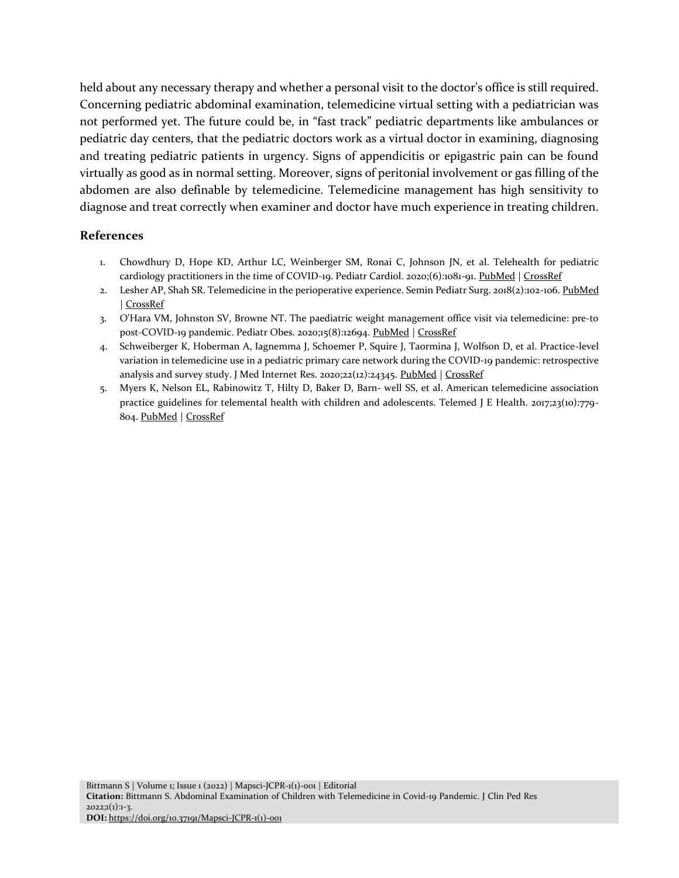held about any necessary therapy and whether a personal visit to the doctor's office is still required. Concerning pediatric abdominal examination, telemedicine virtual setting with a pediatrician was not performed yet. The future could be, in "fast track" pediatric departments like ambulances or pediatric day centers, that the pediatric doctors work as a virtual doctor in examining, diagnosing and treating pediatric patients in urgency. Signs of appendicitis or epigastric pain can be found virtually as good as in normal setting. Moreover, signs of peritonial involvement or gas filling of the abdomen are also definable by telemedicine. Telemedicine management has high sensitivity to diagnose and treat correctly when examiner and doctor have much experience in treating children.

### References

1. Chowdhury D, Hope KD, Arthur LC, Weinberger SM, Ronai C, Johnson JN, et al. Telehealth for pediatric cardiology practitioners in the time of COVID-19. Pediatr Cardiol. 2020;(6):1081-91. PubMed | CrossRef
2. Lesher AP, Shah SR. Telemedicine in the perioperative experience. Semin Pediatr Surg. 2018(2):102-106. PubMed | CrossRef
3. O'Hara VM, Johnston SV, Browne NT. The paediatric weight management office visit via telemedicine: pre-to post-COVID-19 pandemic. Pediatr Obes. 2020;15(8):12694. PubMed | CrossRef
4. Schweiberger K, Hoberman A, Iagnemma J, Schoemer P, Squire J, Taormina J, Wolfson D, et al. Practice-level variation in telemedicine use in a pediatric primary care network during the COVID-19 pandemic: retrospective analysis and survey study. J Med Internet Res. 2020;22(12):24345. PubMed | CrossRef
5. Myers K, Nelson EL, Rabinowitz T, Hilty D, Baker D, Barn- well SS, et al. American telemedicine association practice guidelines for telemental health with children and adolescents. Telemed J E Health. 2017;23(10):779-804. PubMed | CrossRef